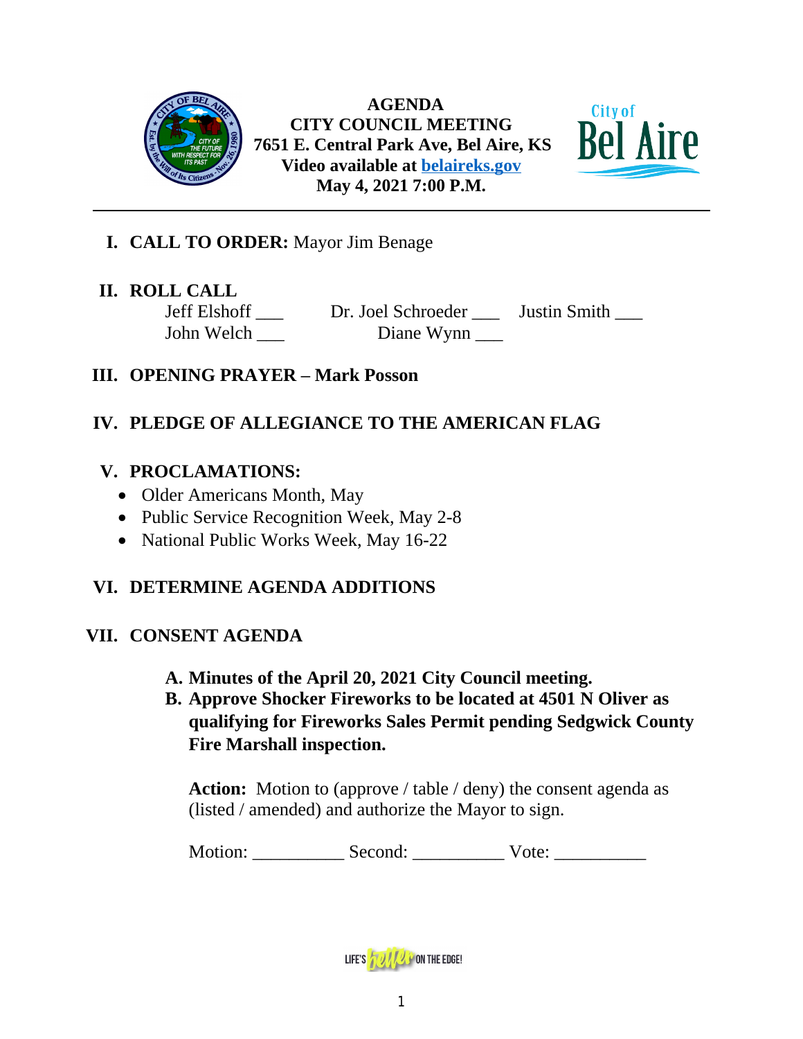**AGENDA**
**CITY COUNCIL MEETING**
**7651 E. Central Park Ave, Bel Aire, KS**
**Video available at [belaireks.gov](belaireks.gov)**
**May 4, 2021 7:00 P.M.**

---

## I. CALL TO ORDER: Mayor Jim Benage

## II. ROLL CALL

Jeff Elshoff ___ Dr. Joel Schroeder ___ Justin Smith ___
John Welch ___ Diane Wynn ___

## III. OPENING PRAYER – Mark Posson

## IV. PLEDGE OF ALLEGIANCE TO THE AMERICAN FLAG

## V. PROCLAMATIONS:

- Older Americans Month, May
- Public Service Recognition Week, May 2-8
- National Public Works Week, May 16-22

## VI. DETERMINE AGENDA ADDITIONS

## VII. CONSENT AGENDA

**A. Minutes of the April 20, 2021 City Council meeting.**

**B. Approve Shocker Fireworks to be located at 4501 N Oliver as qualifying for Fireworks Sales Permit pending Sedgwick County Fire Marshall inspection.**

**Action:** Motion to (approve / table / deny) the consent agenda as (listed / amended) and authorize the Mayor to sign.

Motion: __________ Second: __________ Vote: __________

LIFE'S better ON THE EDGE!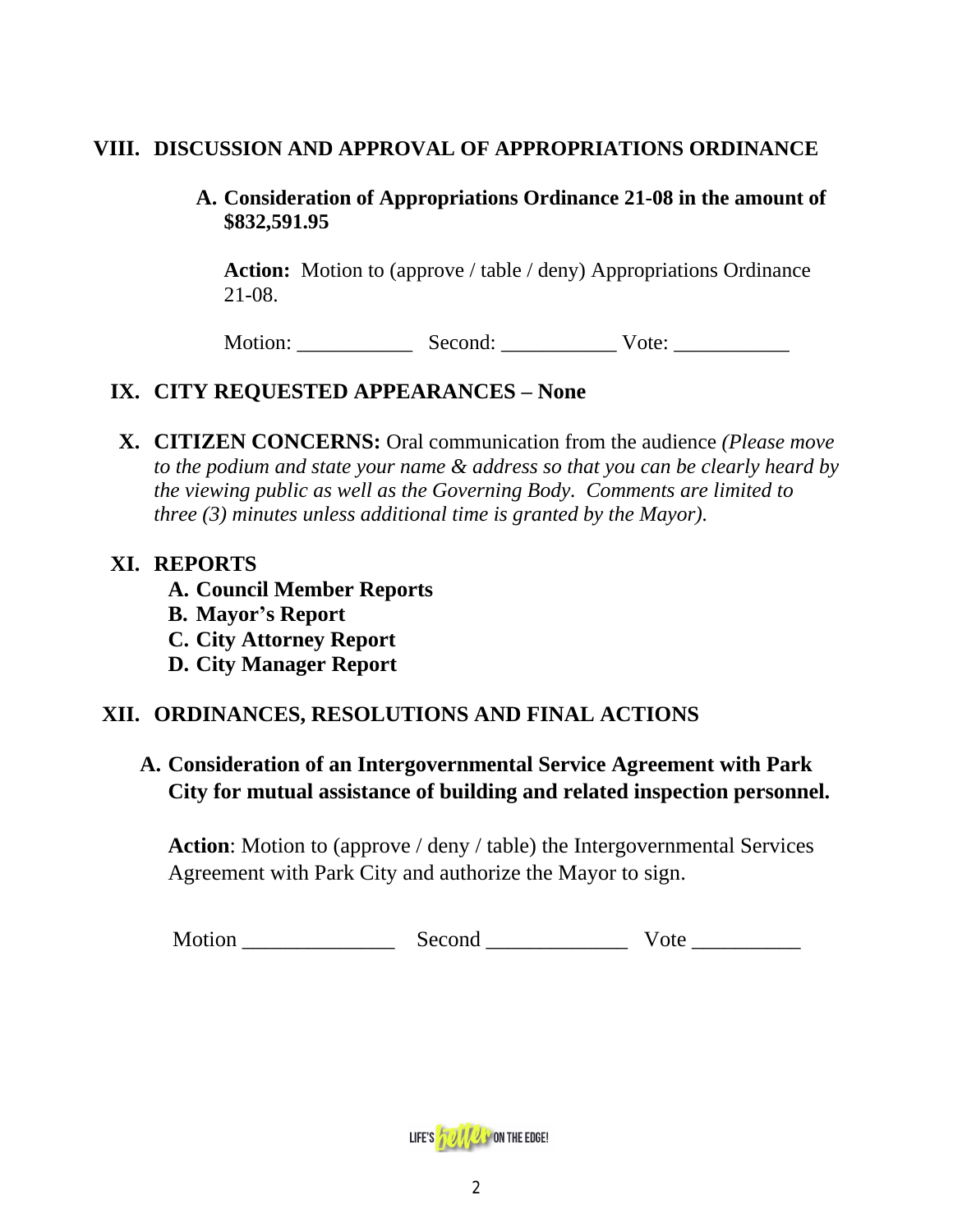## VIII. DISCUSSION AND APPROVAL OF APPROPRIATIONS ORDINANCE

### A. Consideration of Appropriations Ordinance 21-08 in the amount of $832,591.95

**Action:** Motion to (approve / table / deny) Appropriations Ordinance 21-08.

Motion: ___________ Second: ___________ Vote: ___________

## IX. CITY REQUESTED APPEARANCES – None

## X. CITIZEN CONCERNS: Oral communication from the audience *(Please move to the podium and state your name & address so that you can be clearly heard by the viewing public as well as the Governing Body. Comments are limited to three (3) minutes unless additional time is granted by the Mayor).*

## XI. REPORTS

**A. Council Member Reports**
**B. Mayor's Report**
**C. City Attorney Report**
**D. City Manager Report**

## XII. ORDINANCES, RESOLUTIONS AND FINAL ACTIONS

### A. Consideration of an Intergovernmental Service Agreement with Park City for mutual assistance of building and related inspection personnel.

**Action**: Motion to (approve / deny / table) the Intergovernmental Services Agreement with Park City and authorize the Mayor to sign.

Motion ______________ Second _____________ Vote __________

LIFE'S better ON THE EDGE!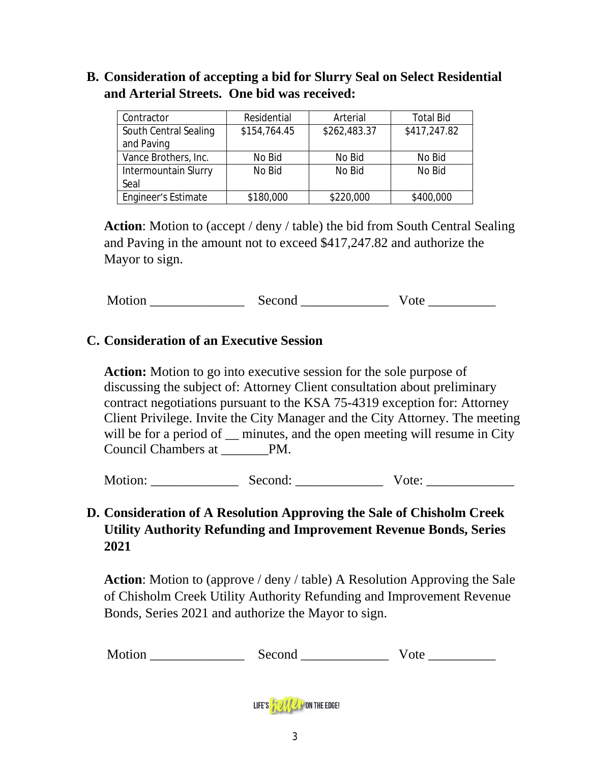**B. Consideration of accepting a bid for Slurry Seal on Select Residential and Arterial Streets. One bid was received:**

| Contractor | Residential | Arterial | Total Bid |
|---|---|---|---|
| South Central Sealing and Paving | $154,764.45 | $262,483.37 | $417,247.82 |
| Vance Brothers, Inc. | No Bid | No Bid | No Bid |
| Intermountain Slurry Seal | No Bid | No Bid | No Bid |
| Engineer's Estimate | $180,000 | $220,000 | $400,000 |

**Action**: Motion to (accept / deny / table) the bid from South Central Sealing and Paving in the amount not to exceed $417,247.82 and authorize the Mayor to sign.

Motion ______________ Second _____________ Vote __________

**C. Consideration of an Executive Session**

**Action:** Motion to go into executive session for the sole purpose of discussing the subject of: Attorney Client consultation about preliminary contract negotiations pursuant to the KSA 75-4319 exception for: Attorney Client Privilege. Invite the City Manager and the City Attorney. The meeting will be for a period of __ minutes, and the open meeting will resume in City Council Chambers at _______PM.

Motion: _____________ Second: _____________ Vote: _____________

**D. Consideration of A Resolution Approving the Sale of Chisholm Creek Utility Authority Refunding and Improvement Revenue Bonds, Series 2021**

**Action**: Motion to (approve / deny / table) A Resolution Approving the Sale of Chisholm Creek Utility Authority Refunding and Improvement Revenue Bonds, Series 2021 and authorize the Mayor to sign.

Motion ______________ Second _____________ Vote __________

LIFE'S better ON THE EDGE!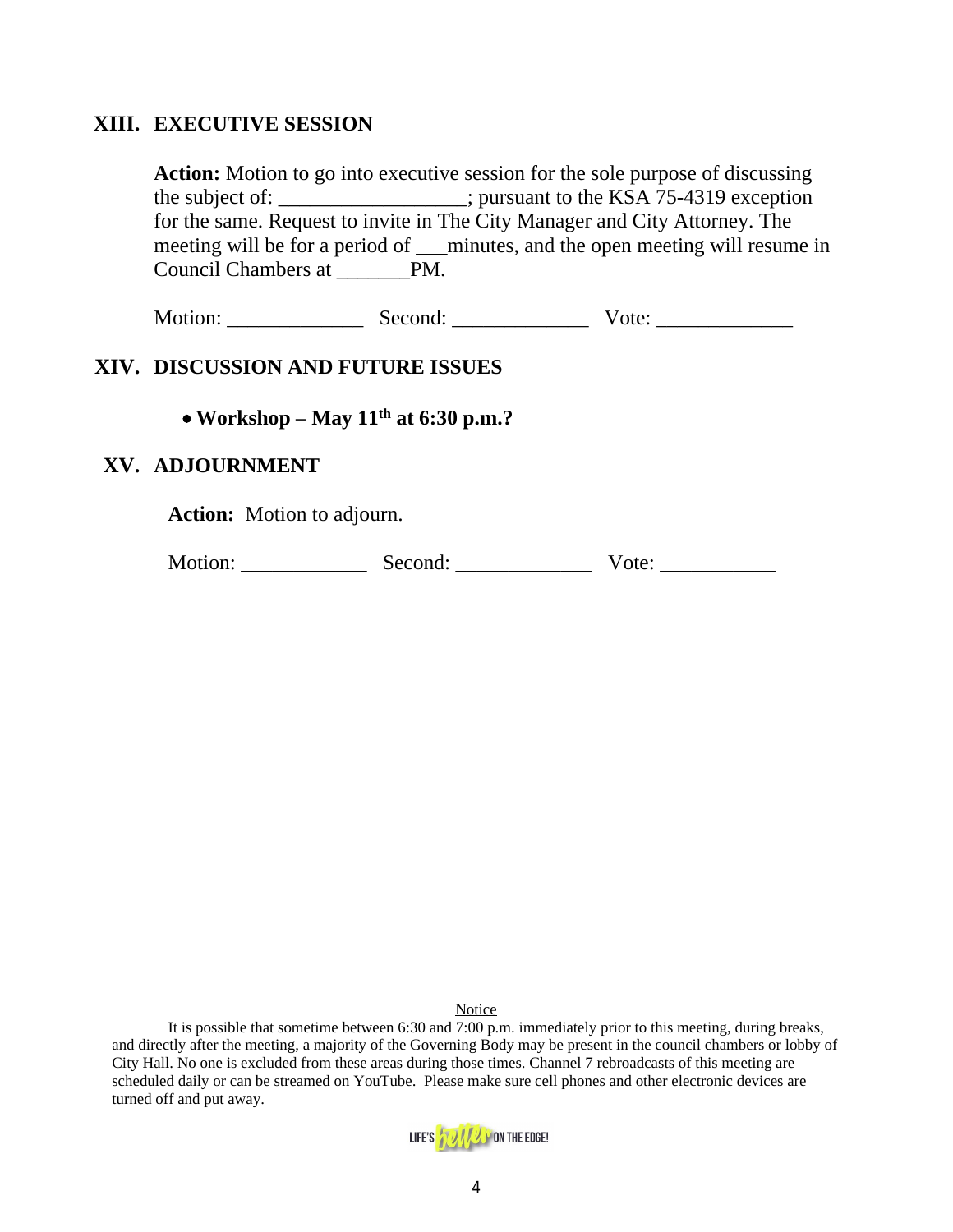## XIII. EXECUTIVE SESSION

**Action:** Motion to go into executive session for the sole purpose of discussing the subject of: __________________; pursuant to the KSA 75-4319 exception for the same. Request to invite in The City Manager and City Attorney. The meeting will be for a period of ___minutes, and the open meeting will resume in Council Chambers at _______PM.

Motion: _____________ Second: _____________ Vote: _____________

## XIV. DISCUSSION AND FUTURE ISSUES

- **Workshop – May 11th at 6:30 p.m.?**

## XV. ADJOURNMENT

**Action:** Motion to adjourn.

Motion: ____________ Second: _____________ Vote: ___________

Notice

It is possible that sometime between 6:30 and 7:00 p.m. immediately prior to this meeting, during breaks, and directly after the meeting, a majority of the Governing Body may be present in the council chambers or lobby of City Hall. No one is excluded from these areas during those times. Channel 7 rebroadcasts of this meeting are scheduled daily or can be streamed on YouTube. Please make sure cell phones and other electronic devices are turned off and put away.

LIFE'S better ON THE EDGE!